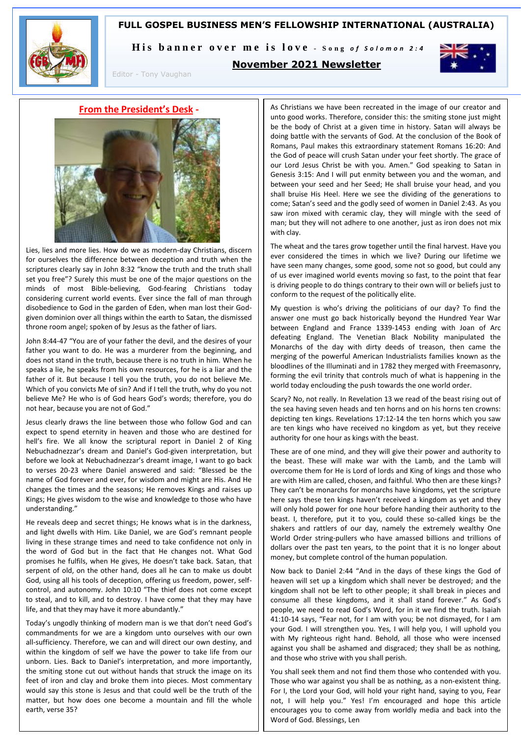# FULL GOSPEL BUSINESS MEN'S FELLOWSHIP INTERNATIONAL (AUSTRALIA)

**His banner over me is love** - *Song of Solomon 2:4*

**November 2021 Newsletter**

Editor - Tony Vaughan

## From the President's Desk -

Lies, lies and more lies. How do we as modern-day Christians, discern for ourselves the difference between deception and truth when the scriptures clearly say in John 8:32 "know the truth and the truth shall set you free"? Surely this must be one of the major questions on the minds of most Bible-believing, God-fearing Christians today considering current world events. Ever since the fall of man through disobedience to God in the garden of Eden, when man lost their God-given dominion over all things within the earth to Satan, the dismissed throne room angel; spoken of by Jesus as the father of liars.

John 8:44-47 "You are of your father the devil, and the desires of your father you want to do. He was a murderer from the beginning, and does not stand in the truth, because there is no truth in him. When he speaks a lie, he speaks from his own resources, for he is a liar and the father of it. But because I tell you the truth, you do not believe Me. Which of you convicts Me of sin? And if I tell the truth, why do you not believe Me? He who is of God hears God's words; therefore, you do not hear, because you are not of God."

Jesus clearly draws the line between those who follow God and can expect to spend eternity in heaven and those who are destined for hell's fire. We all know the scriptural report in Daniel 2 of King Nebuchadnezzar's dream and Daniel's God-given interpretation, but before we look at Nebuchadnezzar's dreamt image, I want to go back to verses 20-23 where Daniel answered and said: "Blessed be the name of God forever and ever, for wisdom and might are His. And He changes the times and the seasons; He removes Kings and raises up Kings; He gives wisdom to the wise and knowledge to those who have understanding."

He reveals deep and secret things; He knows what is in the darkness, and light dwells with Him. Like Daniel, we are God's remnant people living in these strange times and need to take confidence not only in the word of God but in the fact that He changes not. What God promises he fulfils, when He gives, He doesn't take back. Satan, that serpent of old, on the other hand, does all he can to make us doubt God, using all his tools of deception, offering us freedom, power, self-control, and autonomy. John 10:10 "The thief does not come except to steal, and to kill, and to destroy. I have come that they may have life, and that they may have it more abundantly."

Today's ungodly thinking of modern man is we that don't need God's commandments for we are a kingdom unto ourselves with our own all-sufficiency. Therefore, we can and will direct our own destiny, and within the kingdom of self we have the power to take life from our unborn. Lies. Back to Daniel's interpretation, and more importantly, the smiting stone cut out without hands that struck the image on its feet of iron and clay and broke them into pieces. Most commentary would say this stone is Jesus and that could well be the truth of the matter, but how does one become a mountain and fill the whole earth, verse 35?

As Christians we have been recreated in the image of our creator and unto good works. Therefore, consider this: the smiting stone just might be the body of Christ at a given time in history. Satan will always be doing battle with the servants of God. At the conclusion of the Book of Romans, Paul makes this extraordinary statement Romans 16:20: And the God of peace will crush Satan under your feet shortly. The grace of our Lord Jesus Christ be with you. Amen." God speaking to Satan in Genesis 3:15: And I will put enmity between you and the woman, and between your seed and her Seed; He shall bruise your head, and you shall bruise His Heel. Here we see the dividing of the generations to come; Satan's seed and the godly seed of women in Daniel 2:43. As you saw iron mixed with ceramic clay, they will mingle with the seed of man; but they will not adhere to one another, just as iron does not mix with clay.

The wheat and the tares grow together until the final harvest. Have you ever considered the times in which we live? During our lifetime we have seen many changes, some good, some not so good, but could any of us ever imagined world events moving so fast, to the point that fear is driving people to do things contrary to their own will or beliefs just to conform to the request of the politically elite.

My question is who's driving the politicians of our day? To find the answer one must go back historically beyond the Hundred Year War between England and France 1339-1453 ending with Joan of Arc defeating England. The Venetian Black Nobility manipulated the Monarchs of the day with dirty deeds of treason, then came the merging of the powerful American Industrialists families known as the bloodlines of the Illuminati and in 1782 they merged with Freemasonry, forming the evil trinity that controls much of what is happening in the world today enclouding the push towards the one world order.

Scary? No, not really. In Revelation 13 we read of the beast rising out of the sea having seven heads and ten horns and on his horns ten crowns: depicting ten kings. Revelations 17:12-14 the ten horns which you saw are ten kings who have received no kingdom as yet, but they receive authority for one hour as kings with the beast.

These are of one mind, and they will give their power and authority to the beast. These will make war with the Lamb, and the Lamb will overcome them for He is Lord of lords and King of kings and those who are with Him are called, chosen, and faithful. Who then are these kings? They can't be monarchs for monarchs have kingdoms, yet the scripture here says these ten kings haven't received a kingdom as yet and they will only hold power for one hour before handing their authority to the beast. I, therefore, put it to you, could these so-called kings be the shakers and rattlers of our day, namely the extremely wealthy One World Order string-pullers who have amassed billions and trillions of dollars over the past ten years, to the point that it is no longer about money, but complete control of the human population.

Now back to Daniel 2:44 "And in the days of these kings the God of heaven will set up a kingdom which shall never be destroyed; and the kingdom shall not be left to other people; it shall break in pieces and consume all these kingdoms, and it shall stand forever." As God's people, we need to read God's Word, for in it we find the truth. Isaiah 41:10-14 says, "Fear not, for I am with you; be not dismayed, for I am your God. I will strengthen you. Yes, I will help you, I will uphold you with My righteous right hand. Behold, all those who were incensed against you shall be ashamed and disgraced; they shall be as nothing, and those who strive with you shall perish.

You shall seek them and not find them those who contended with you. Those who war against you shall be as nothing, as a non-existent thing. For I, the Lord your God, will hold your right hand, saying to you, Fear not, I will help you." Yes! I'm encouraged and hope this article encourages you to come away from worldly media and back into the Word of God. Blessings, Len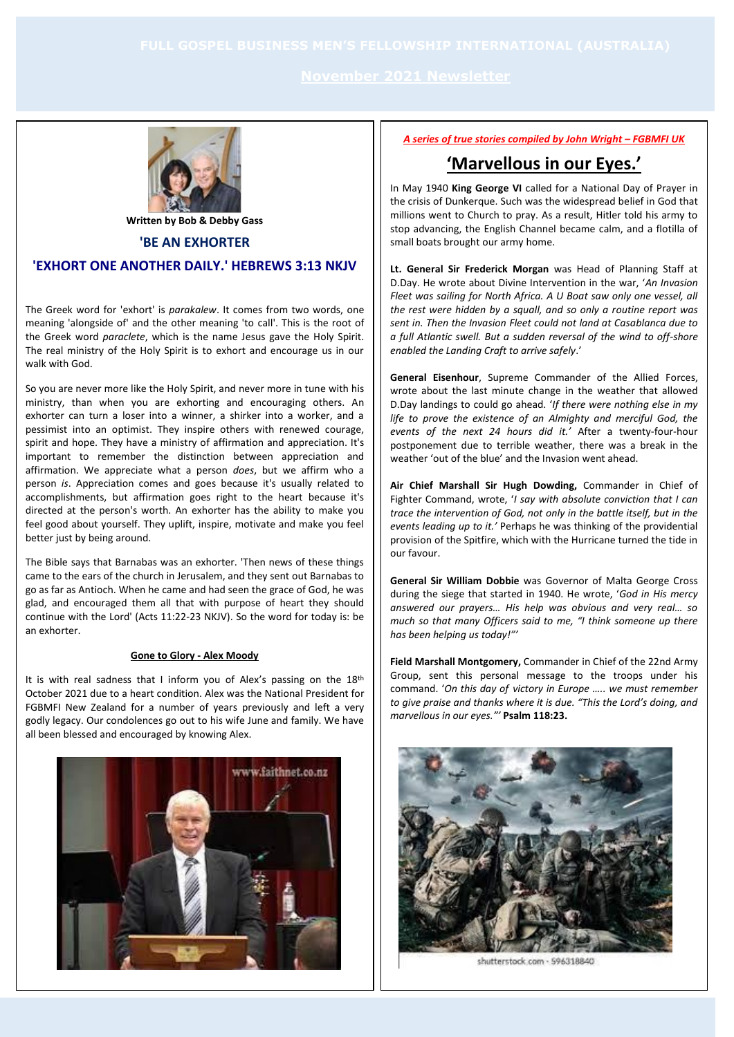# FULL GOSPEL BUSINESS MEN'S FELLOWSHIP INTERNATIONAL (AUSTRALIA)

## November 2021 Newsletter

**Written by Bob & Debby Gass**

## 'BE AN EXHORTER

## 'EXHORT ONE ANOTHER DAILY.' HEBREWS 3:13 NKJV

The Greek word for 'exhort' is *parakalew*. It comes from two words, one meaning 'alongside of' and the other meaning 'to call'. This is the root of the Greek word *paraclete*, which is the name Jesus gave the Holy Spirit. The real ministry of the Holy Spirit is to exhort and encourage us in our walk with God.

So you are never more like the Holy Spirit, and never more in tune with his ministry, than when you are exhorting and encouraging others. An exhorter can turn a loser into a winner, a shirker into a worker, and a pessimist into an optimist. They inspire others with renewed courage, spirit and hope. They have a ministry of affirmation and appreciation. It's important to remember the distinction between appreciation and affirmation. We appreciate what a person *does*, but we affirm who a person *is*. Appreciation comes and goes because it's usually related to accomplishments, but affirmation goes right to the heart because it's directed at the person's worth. An exhorter has the ability to make you feel good about yourself. They uplift, inspire, motivate and make you feel better just by being around.

The Bible says that Barnabas was an exhorter. 'Then news of these things came to the ears of the church in Jerusalem, and they sent out Barnabas to go as far as Antioch. When he came and had seen the grace of God, he was glad, and encouraged them all that with purpose of heart they should continue with the Lord' (Acts 11:22-23 NKJV). So the word for today is: be an exhorter.

### Gone to Glory - Alex Moody

It is with real sadness that I inform you of Alex's passing on the 18th October 2021 due to a heart condition. Alex was the National President for FGBMFI New Zealand for a number of years previously and left a very godly legacy. Our condolences go out to his wife June and family. We have all been blessed and encouraged by knowing Alex.

*A series of true stories compiled by John Wright – FGBMFI UK*

## 'Marvellous in our Eyes.'

In May 1940 **King George VI** called for a National Day of Prayer in the crisis of Dunkerque. Such was the widespread belief in God that millions went to Church to pray. As a result, Hitler told his army to stop advancing, the English Channel became calm, and a flotilla of small boats brought our army home.

**Lt. General Sir Frederick Morgan** was Head of Planning Staff at D.Day. He wrote about Divine Intervention in the war, '*An Invasion Fleet was sailing for North Africa. A U Boat saw only one vessel, all the rest were hidden by a squall, and so only a routine report was sent in. Then the Invasion Fleet could not land at Casablanca due to a full Atlantic swell. But a sudden reversal of the wind to off-shore enabled the Landing Craft to arrive safely*.'

**General Eisenhour**, Supreme Commander of the Allied Forces, wrote about the last minute change in the weather that allowed D.Day landings to could go ahead. '*If there were nothing else in my life to prove the existence of an Almighty and merciful God, the events of the next 24 hours did it.*' After a twenty-four-hour postponement due to terrible weather, there was a break in the weather 'out of the blue' and the Invasion went ahead.

**Air Chief Marshall Sir Hugh Dowding,** Commander in Chief of Fighter Command, wrote, '*I say with absolute conviction that I can trace the intervention of God, not only in the battle itself, but in the events leading up to it.*' Perhaps he was thinking of the providential provision of the Spitfire, which with the Hurricane turned the tide in our favour.

**General Sir William Dobbie** was Governor of Malta George Cross during the siege that started in 1940. He wrote, '*God in His mercy answered our prayers… His help was obvious and very real… so much so that many Officers said to me, "I think someone up there has been helping us today!"*'

**Field Marshall Montgomery,** Commander in Chief of the 22nd Army Group, sent this personal message to the troops under his command. '*On this day of victory in Europe ….. we must remember to give praise and thanks where it is due. "This the Lord's doing, and marvellous in our eyes."*' **Psalm 118:23.**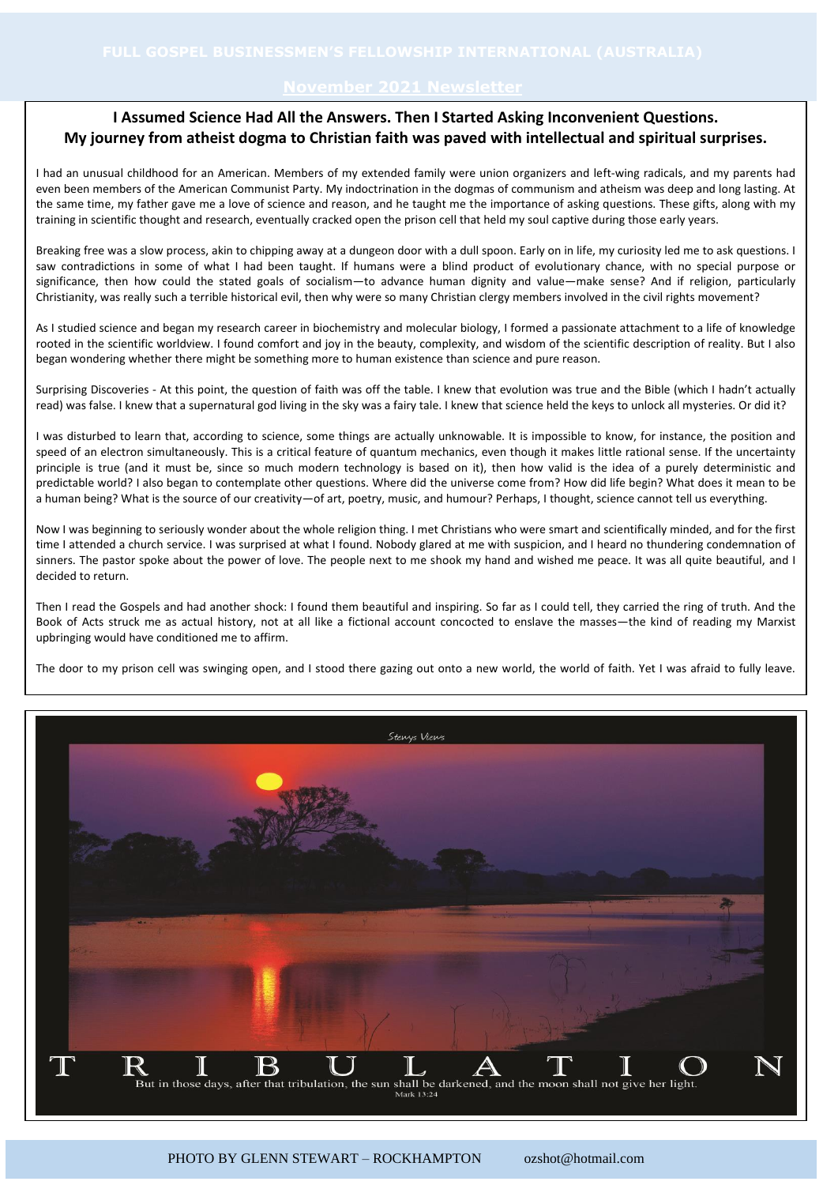## I Assumed Science Had All the Answers. Then I Started Asking Inconvenient Questions.

### My journey from atheist dogma to Christian faith was paved with intellectual and spiritual surprises.

I had an unusual childhood for an American. Members of my extended family were union organizers and left-wing radicals, and my parents had even been members of the American Communist Party. My indoctrination in the dogmas of communism and atheism was deep and long lasting. At the same time, my father gave me a love of science and reason, and he taught me the importance of asking questions. These gifts, along with my training in scientific thought and research, eventually cracked open the prison cell that held my soul captive during those early years.

Breaking free was a slow process, akin to chipping away at a dungeon door with a dull spoon. Early on in life, my curiosity led me to ask questions. I saw contradictions in some of what I had been taught. If humans were a blind product of evolutionary chance, with no special purpose or significance, then how could the stated goals of socialism—to advance human dignity and value—make sense? And if religion, particularly Christianity, was really such a terrible historical evil, then why were so many Christian clergy members involved in the civil rights movement?

As I studied science and began my research career in biochemistry and molecular biology, I formed a passionate attachment to a life of knowledge rooted in the scientific worldview. I found comfort and joy in the beauty, complexity, and wisdom of the scientific description of reality. But I also began wondering whether there might be something more to human existence than science and pure reason.

Surprising Discoveries - At this point, the question of faith was off the table. I knew that evolution was true and the Bible (which I hadn't actually read) was false. I knew that a supernatural god living in the sky was a fairy tale. I knew that science held the keys to unlock all mysteries. Or did it?

I was disturbed to learn that, according to science, some things are actually unknowable. It is impossible to know, for instance, the position and speed of an electron simultaneously. This is a critical feature of quantum mechanics, even though it makes little rational sense. If the uncertainty principle is true (and it must be, since so much modern technology is based on it), then how valid is the idea of a purely deterministic and predictable world? I also began to contemplate other questions. Where did the universe come from? How did life begin? What does it mean to be a human being? What is the source of our creativity—of art, poetry, music, and humour? Perhaps, I thought, science cannot tell us everything.

Now I was beginning to seriously wonder about the whole religion thing. I met Christians who were smart and scientifically minded, and for the first time I attended a church service. I was surprised at what I found. Nobody glared at me with suspicion, and I heard no thundering condemnation of sinners. The pastor spoke about the power of love. The people next to me shook my hand and wished me peace. It was all quite beautiful, and I decided to return.

Then I read the Gospels and had another shock: I found them beautiful and inspiring. So far as I could tell, they carried the ring of truth. And the Book of Acts struck me as actual history, not at all like a fictional account concocted to enslave the masses—the kind of reading my Marxist upbringing would have conditioned me to affirm.

The door to my prison cell was swinging open, and I stood there gazing out onto a new world, the world of faith. Yet I was afraid to fully leave.

Stewys Views

TRIBULATION

But in those days, after that tribulation, the sun shall be darkened, and the moon shall not give her light.
Mark 13:24

PHOTO BY GLENN STEWART – ROCKHAMPTON ozshot@hotmail.com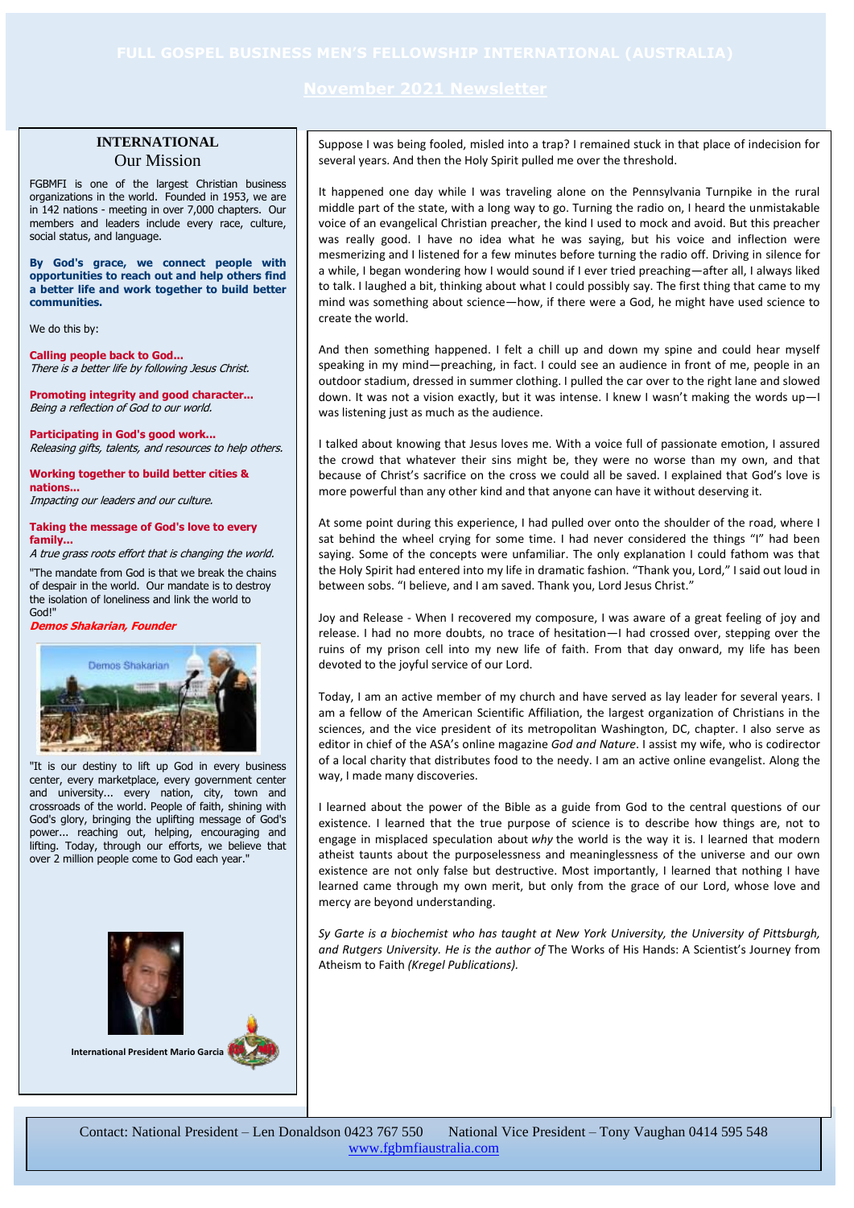# FULL GOSPEL BUSINESS MEN'S FELLOWSHIP INTERNATIONAL (AUSTRALIA)

## November 2021 Newsletter

### INTERNATIONAL
### Our Mission

FGBMFI is one of the largest Christian business organizations in the world. Founded in 1953, we are in 142 nations - meeting in over 7,000 chapters. Our members and leaders include every race, culture, social status, and language.

**By God's grace, we connect people with opportunities to reach out and help others find a better life and work together to build better communities.**

We do this by:

**Calling people back to God...**
*There is a better life by following Jesus Christ.*

**Promoting integrity and good character...**
*Being a reflection of God to our world.*

**Participating in God's good work...**
*Releasing gifts, talents, and resources to help others.*

**Working together to build better cities & nations...**
*Impacting our leaders and our culture.*

**Taking the message of God's love to every family...**
*A true grass roots effort that is changing the world.*

"The mandate from God is that we break the chains of despair in the world. Our mandate is to destroy the isolation of loneliness and link the world to God!"
***Demos Shakarian, Founder***

Demos Shakarian

"It is our destiny to lift up God in every business center, every marketplace, every government center and university... every nation, city, town and crossroads of the world. People of faith, shining with God's glory, bringing the uplifting message of God's power... reaching out, helping, encouraging and lifting. Today, through our efforts, we believe that over 2 million people come to God each year."

**International President Mario Garcia**

---

Suppose I was being fooled, misled into a trap? I remained stuck in that place of indecision for several years. And then the Holy Spirit pulled me over the threshold.

It happened one day while I was traveling alone on the Pennsylvania Turnpike in the rural middle part of the state, with a long way to go. Turning the radio on, I heard the unmistakable voice of an evangelical Christian preacher, the kind I used to mock and avoid. But this preacher was really good. I have no idea what he was saying, but his voice and inflection were mesmerizing and I listened for a few minutes before turning the radio off. Driving in silence for a while, I began wondering how I would sound if I ever tried preaching—after all, I always liked to talk. I laughed a bit, thinking about what I could possibly say. The first thing that came to my mind was something about science—how, if there were a God, he might have used science to create the world.

And then something happened. I felt a chill up and down my spine and could hear myself speaking in my mind—preaching, in fact. I could see an audience in front of me, people in an outdoor stadium, dressed in summer clothing. I pulled the car over to the right lane and slowed down. It was not a vision exactly, but it was intense. I knew I wasn't making the words up—I was listening just as much as the audience.

I talked about knowing that Jesus loves me. With a voice full of passionate emotion, I assured the crowd that whatever their sins might be, they were no worse than my own, and that because of Christ's sacrifice on the cross we could all be saved. I explained that God's love is more powerful than any other kind and that anyone can have it without deserving it.

At some point during this experience, I had pulled over onto the shoulder of the road, where I sat behind the wheel crying for some time. I had never considered the things "I" had been saying. Some of the concepts were unfamiliar. The only explanation I could fathom was that the Holy Spirit had entered into my life in dramatic fashion. "Thank you, Lord," I said out loud in between sobs. "I believe, and I am saved. Thank you, Lord Jesus Christ."

Joy and Release - When I recovered my composure, I was aware of a great feeling of joy and release. I had no more doubts, no trace of hesitation—I had crossed over, stepping over the ruins of my prison cell into my new life of faith. From that day onward, my life has been devoted to the joyful service of our Lord.

Today, I am an active member of my church and have served as lay leader for several years. I am a fellow of the American Scientific Affiliation, the largest organization of Christians in the sciences, and the vice president of its metropolitan Washington, DC, chapter. I also serve as editor in chief of the ASA's online magazine *God and Nature*. I assist my wife, who is codirector of a local charity that distributes food to the needy. I am an active online evangelist. Along the way, I made many discoveries.

I learned about the power of the Bible as a guide from God to the central questions of our existence. I learned that the true purpose of science is to describe how things are, not to engage in misplaced speculation about *why* the world is the way it is. I learned that modern atheist taunts about the purposelessness and meaninglessness of the universe and our own existence are not only false but destructive. Most importantly, I learned that nothing I have learned came through my own merit, but only from the grace of our Lord, whose love and mercy are beyond understanding.

*Sy Garte is a biochemist who has taught at New York University, the University of Pittsburgh, and Rutgers University. He is the author of* The Works of His Hands: A Scientist's Journey from Atheism to Faith *(Kregel Publications).*

---

Contact: National President – Len Donaldson 0423 767 550    National Vice President – Tony Vaughan 0414 595 548
www.fgbmfiaustralia.com